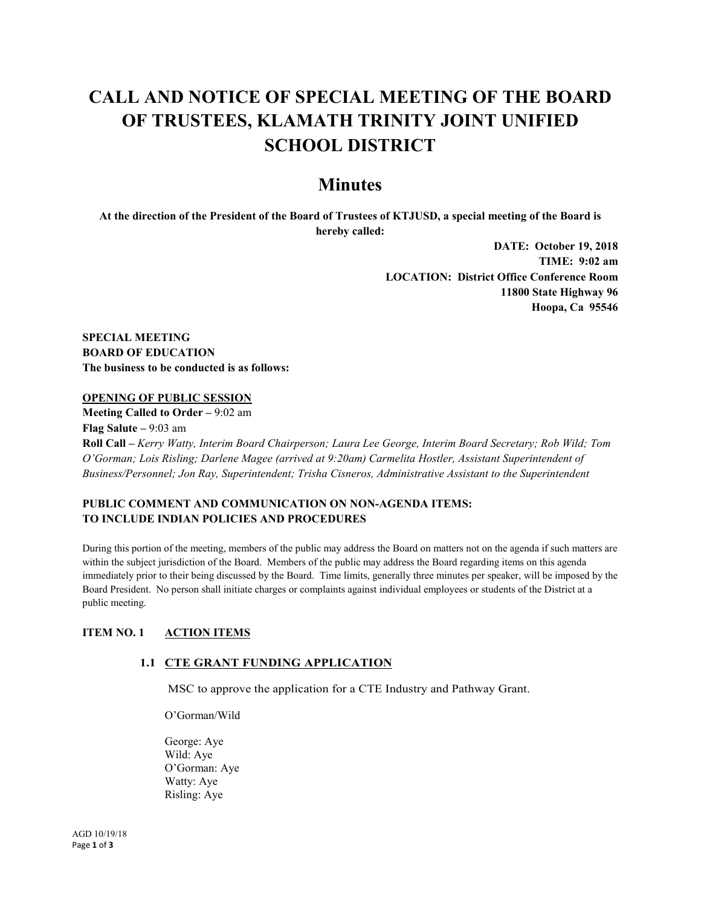# CALL AND NOTICE OF SPECIAL MEETING OF THE BOARD OF TRUSTEES, KLAMATH TRINITY JOINT UNIFIED SCHOOL DISTRICT

## Minutes

**At the direction of the President of the Board of Trustees of KTJUSD, a special meeting of the Board is hereby called:**

**DATE: October 19, 2018**
**TIME: 9:02 am**
**LOCATION: District Office Conference Room**
**11800 State Highway 96**
**Hoopa, Ca 95546**

**SPECIAL MEETING**
**BOARD OF EDUCATION**
**The business to be conducted is as follows:**

**OPENING OF PUBLIC SESSION**

**Meeting Called to Order –** 9:02 am

**Flag Salute –** 9:03 am

**Roll Call –** *Kerry Watty, Interim Board Chairperson; Laura Lee George, Interim Board Secretary; Rob Wild; Tom O'Gorman; Lois Risling; Darlene Magee (arrived at 9:20am) Carmelita Hostler, Assistant Superintendent of Business/Personnel; Jon Ray, Superintendent; Trisha Cisneros, Administrative Assistant to the Superintendent*

**PUBLIC COMMENT AND COMMUNICATION ON NON-AGENDA ITEMS: TO INCLUDE INDIAN POLICIES AND PROCEDURES**

During this portion of the meeting, members of the public may address the Board on matters not on the agenda if such matters are within the subject jurisdiction of the Board. Members of the public may address the Board regarding items on this agenda immediately prior to their being discussed by the Board. Time limits, generally three minutes per speaker, will be imposed by the Board President. No person shall initiate charges or complaints against individual employees or students of the District at a public meeting.

**ITEM NO. 1 ACTION ITEMS**

**1.1 CTE GRANT FUNDING APPLICATION**

MSC to approve the application for a CTE Industry and Pathway Grant.

O'Gorman/Wild

George: Aye
Wild: Aye
O'Gorman: Aye
Watty: Aye
Risling: Aye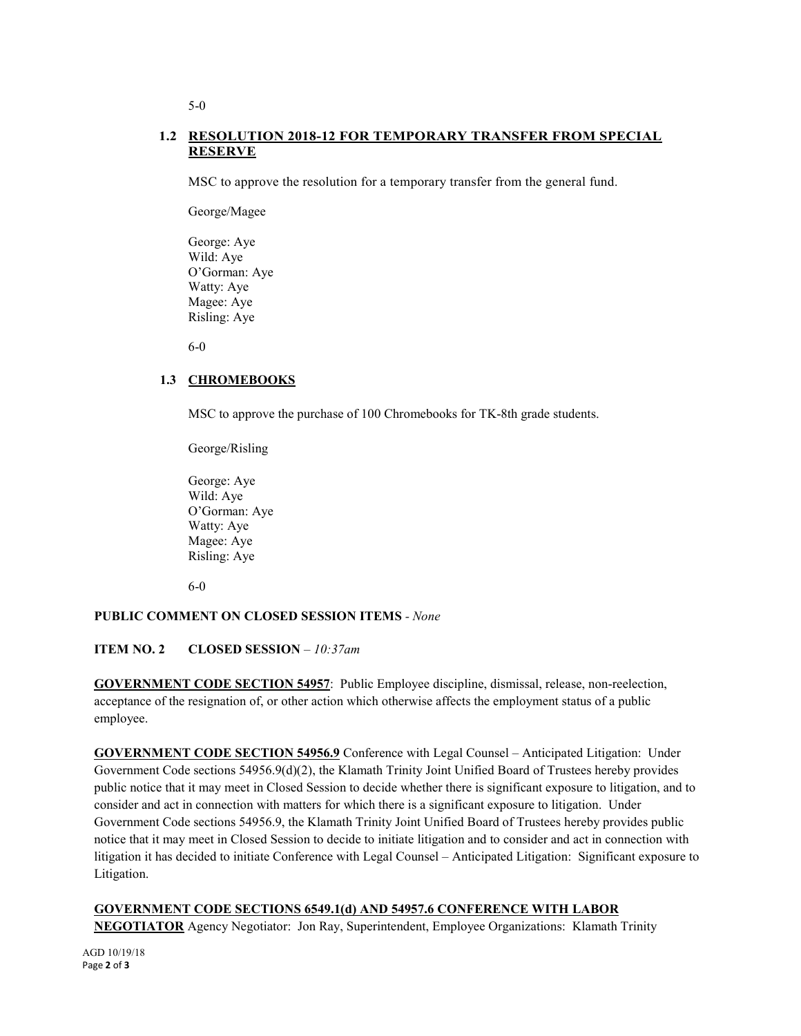5-0

### 1.2 RESOLUTION 2018-12 FOR TEMPORARY TRANSFER FROM SPECIAL RESERVE

MSC to approve the resolution for a temporary transfer from the general fund.

George/Magee

George: Aye
Wild: Aye
O'Gorman: Aye
Watty: Aye
Magee: Aye
Risling: Aye

6-0

### 1.3 CHROMEBOOKS

MSC to approve the purchase of 100 Chromebooks for TK-8th grade students.

George/Risling

George: Aye
Wild: Aye
O'Gorman: Aye
Watty: Aye
Magee: Aye
Risling: Aye

6-0

**PUBLIC COMMENT ON CLOSED SESSION ITEMS** - *None*

**ITEM NO. 2 CLOSED SESSION** – *10:37am*

**GOVERNMENT CODE SECTION 54957**: Public Employee discipline, dismissal, release, non-reelection, acceptance of the resignation of, or other action which otherwise affects the employment status of a public employee.

**GOVERNMENT CODE SECTION 54956.9** Conference with Legal Counsel – Anticipated Litigation: Under Government Code sections 54956.9(d)(2), the Klamath Trinity Joint Unified Board of Trustees hereby provides public notice that it may meet in Closed Session to decide whether there is significant exposure to litigation, and to consider and act in connection with matters for which there is a significant exposure to litigation. Under Government Code sections 54956.9, the Klamath Trinity Joint Unified Board of Trustees hereby provides public notice that it may meet in Closed Session to decide to initiate litigation and to consider and act in connection with litigation it has decided to initiate Conference with Legal Counsel – Anticipated Litigation: Significant exposure to Litigation.

**GOVERNMENT CODE SECTIONS 6549.1(d) AND 54957.6 CONFERENCE WITH LABOR NEGOTIATOR** Agency Negotiator: Jon Ray, Superintendent, Employee Organizations: Klamath Trinity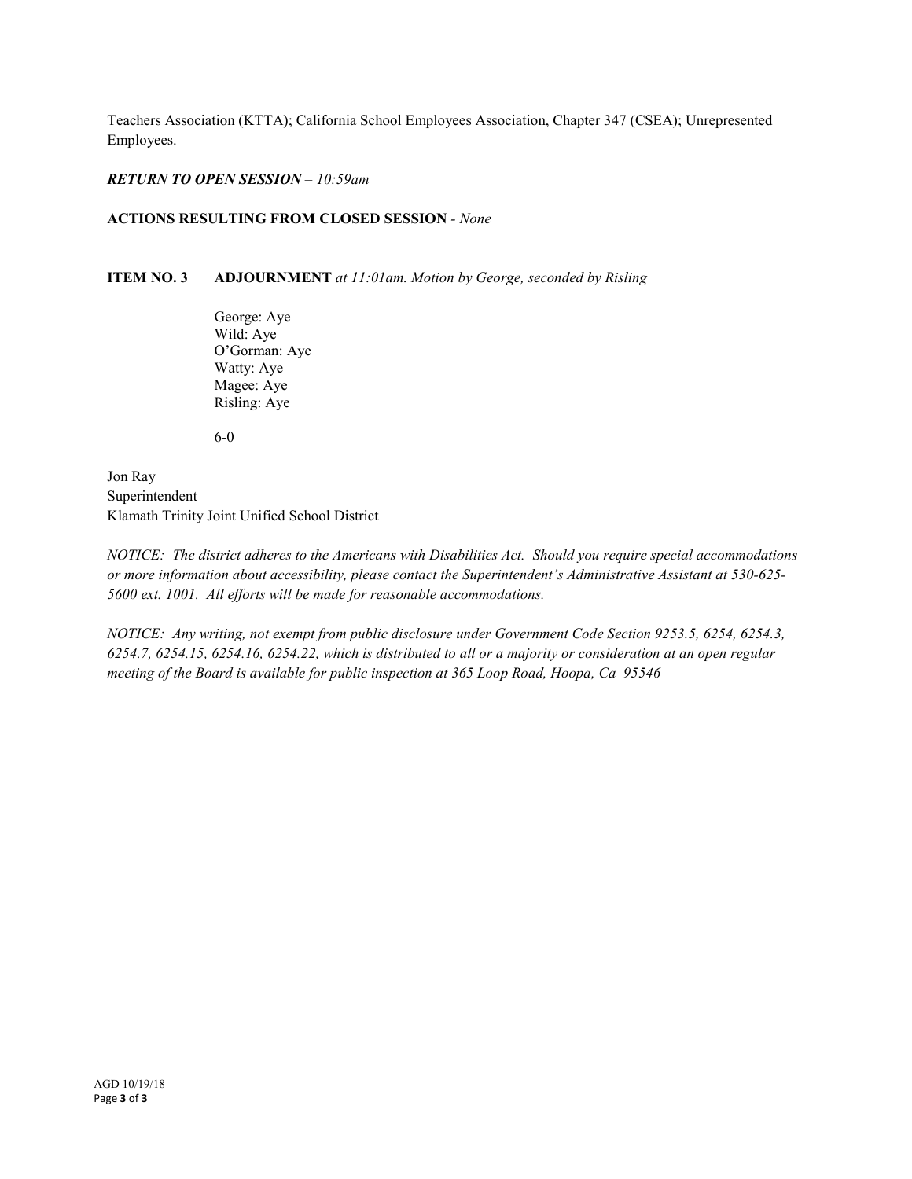Teachers Association (KTTA); California School Employees Association, Chapter 347 (CSEA); Unrepresented Employees.

***RETURN TO OPEN SESSION*** *– 10:59am*

**ACTIONS RESULTING FROM CLOSED SESSION** - *None*

**ITEM NO. 3 ADJOURNMENT** *at 11:01am. Motion by George, seconded by Risling*

George: Aye
Wild: Aye
O'Gorman: Aye
Watty: Aye
Magee: Aye
Risling: Aye

6-0

Jon Ray
Superintendent
Klamath Trinity Joint Unified School District

*NOTICE: The district adheres to the Americans with Disabilities Act. Should you require special accommodations or more information about accessibility, please contact the Superintendent's Administrative Assistant at 530-625-5600 ext. 1001. All efforts will be made for reasonable accommodations.*

*NOTICE: Any writing, not exempt from public disclosure under Government Code Section 9253.5, 6254, 6254.3, 6254.7, 6254.15, 6254.16, 6254.22, which is distributed to all or a majority or consideration at an open regular meeting of the Board is available for public inspection at 365 Loop Road, Hoopa, Ca 95546*

AGD 10/19/18